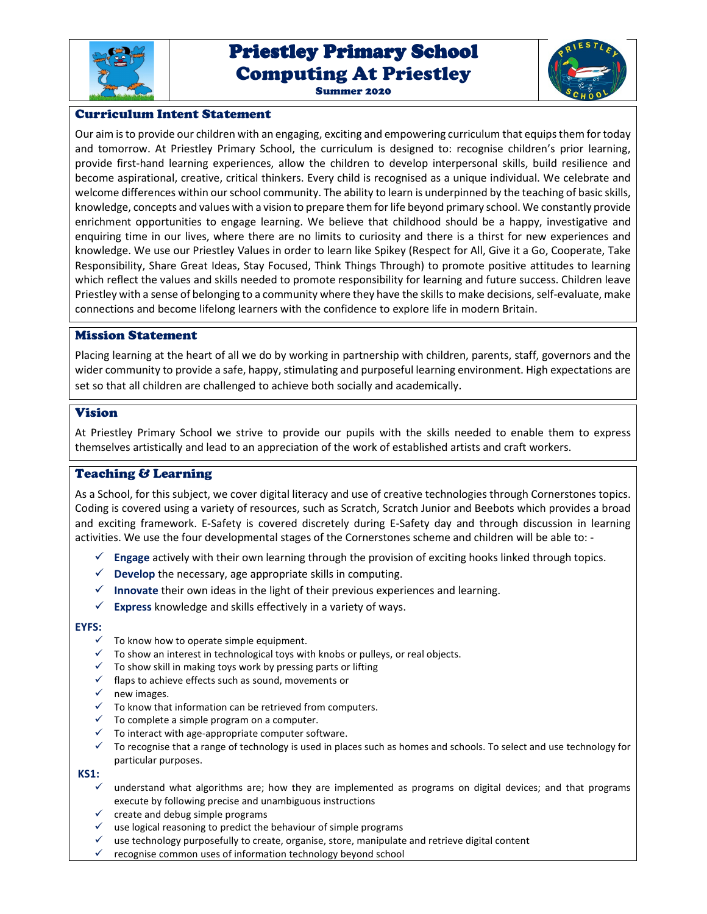# Priestley Primary School
# Computing At Priestley

**Summer 2020**

## Curriculum Intent Statement

Our aim is to provide our children with an engaging, exciting and empowering curriculum that equips them for today and tomorrow. At Priestley Primary School, the curriculum is designed to: recognise children's prior learning, provide first-hand learning experiences, allow the children to develop interpersonal skills, build resilience and become aspirational, creative, critical thinkers. Every child is recognised as a unique individual. We celebrate and welcome differences within our school community. The ability to learn is underpinned by the teaching of basic skills, knowledge, concepts and values with a vision to prepare them for life beyond primary school. We constantly provide enrichment opportunities to engage learning. We believe that childhood should be a happy, investigative and enquiring time in our lives, where there are no limits to curiosity and there is a thirst for new experiences and knowledge. We use our Priestley Values in order to learn like Spikey (Respect for All, Give it a Go, Cooperate, Take Responsibility, Share Great Ideas, Stay Focused, Think Things Through) to promote positive attitudes to learning which reflect the values and skills needed to promote responsibility for learning and future success. Children leave Priestley with a sense of belonging to a community where they have the skills to make decisions, self-evaluate, make connections and become lifelong learners with the confidence to explore life in modern Britain.

## Mission Statement

Placing learning at the heart of all we do by working in partnership with children, parents, staff, governors and the wider community to provide a safe, happy, stimulating and purposeful learning environment. High expectations are set so that all children are challenged to achieve both socially and academically.

## Vision

At Priestley Primary School we strive to provide our pupils with the skills needed to enable them to express themselves artistically and lead to an appreciation of the work of established artists and craft workers.

## Teaching & Learning

As a School, for this subject, we cover digital literacy and use of creative technologies through Cornerstones topics. Coding is covered using a variety of resources, such as Scratch, Scratch Junior and Beebots which provides a broad and exciting framework. E-Safety is covered discretely during E-Safety day and through discussion in learning activities. We use the four developmental stages of the Cornerstones scheme and children will be able to: -

- ✓ **Engage** actively with their own learning through the provision of exciting hooks linked through topics.
- ✓ **Develop** the necessary, age appropriate skills in computing.
- ✓ **Innovate** their own ideas in the light of their previous experiences and learning.
- ✓ **Express** knowledge and skills effectively in a variety of ways.

**EYFS:**

- ✓ To know how to operate simple equipment.
- ✓ To show an interest in technological toys with knobs or pulleys, or real objects.
- ✓ To show skill in making toys work by pressing parts or lifting
- ✓ flaps to achieve effects such as sound, movements or
- ✓ new images.
- ✓ To know that information can be retrieved from computers.
- ✓ To complete a simple program on a computer.
- ✓ To interact with age-appropriate computer software.
- ✓ To recognise that a range of technology is used in places such as homes and schools. To select and use technology for particular purposes.

**KS1:**

- ✓ understand what algorithms are; how they are implemented as programs on digital devices; and that programs execute by following precise and unambiguous instructions
- ✓ create and debug simple programs
- ✓ use logical reasoning to predict the behaviour of simple programs
- ✓ use technology purposefully to create, organise, store, manipulate and retrieve digital content
- ✓ recognise common uses of information technology beyond school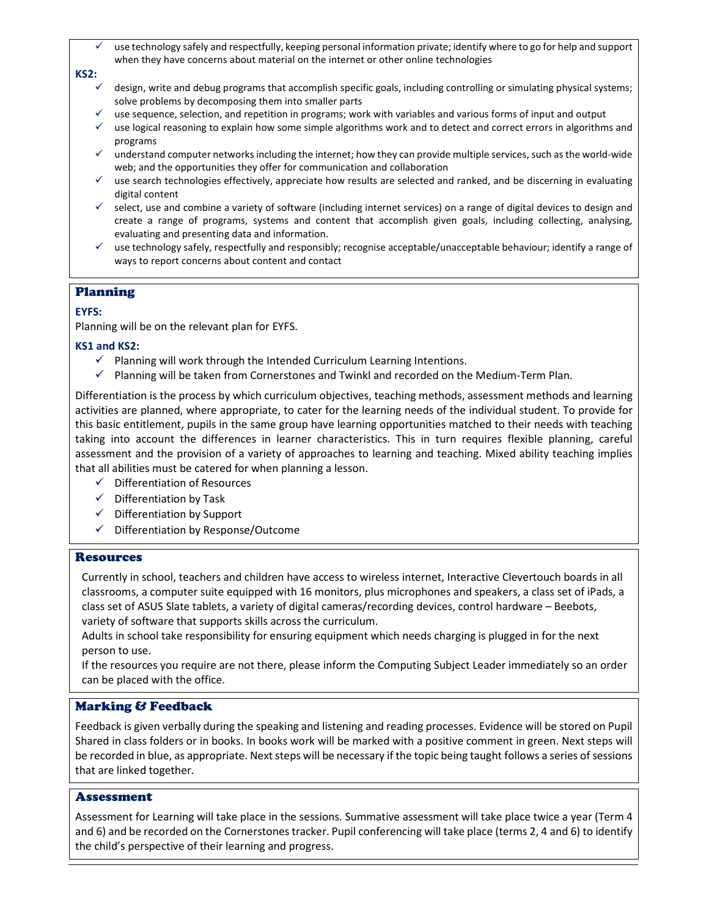- ✓ use technology safely and respectfully, keeping personal information private; identify where to go for help and support when they have concerns about material on the internet or other online technologies

**KS2:**

- ✓ design, write and debug programs that accomplish specific goals, including controlling or simulating physical systems; solve problems by decomposing them into smaller parts
- ✓ use sequence, selection, and repetition in programs; work with variables and various forms of input and output
- ✓ use logical reasoning to explain how some simple algorithms work and to detect and correct errors in algorithms and programs
- ✓ understand computer networks including the internet; how they can provide multiple services, such as the world-wide web; and the opportunities they offer for communication and collaboration
- ✓ use search technologies effectively, appreciate how results are selected and ranked, and be discerning in evaluating digital content
- ✓ select, use and combine a variety of software (including internet services) on a range of digital devices to design and create a range of programs, systems and content that accomplish given goals, including collecting, analysing, evaluating and presenting data and information.
- ✓ use technology safely, respectfully and responsibly; recognise acceptable/unacceptable behaviour; identify a range of ways to report concerns about content and contact

## Planning

**EYFS:**

Planning will be on the relevant plan for EYFS.

**KS1 and KS2:**

- ✓ Planning will work through the Intended Curriculum Learning Intentions.
- ✓ Planning will be taken from Cornerstones and Twinkl and recorded on the Medium-Term Plan.

Differentiation is the process by which curriculum objectives, teaching methods, assessment methods and learning activities are planned, where appropriate, to cater for the learning needs of the individual student. To provide for this basic entitlement, pupils in the same group have learning opportunities matched to their needs with teaching taking into account the differences in learner characteristics. This in turn requires flexible planning, careful assessment and the provision of a variety of approaches to learning and teaching. Mixed ability teaching implies that all abilities must be catered for when planning a lesson.

- ✓ Differentiation of Resources
- ✓ Differentiation by Task
- ✓ Differentiation by Support
- ✓ Differentiation by Response/Outcome

## Resources

Currently in school, teachers and children have access to wireless internet, Interactive Clevertouch boards in all classrooms, a computer suite equipped with 16 monitors, plus microphones and speakers, a class set of iPads, a class set of ASUS Slate tablets, a variety of digital cameras/recording devices, control hardware – Beebots, variety of software that supports skills across the curriculum.

Adults in school take responsibility for ensuring equipment which needs charging is plugged in for the next person to use.

If the resources you require are not there, please inform the Computing Subject Leader immediately so an order can be placed with the office.

## Marking & Feedback

Feedback is given verbally during the speaking and listening and reading processes. Evidence will be stored on Pupil Shared in class folders or in books. In books work will be marked with a positive comment in green. Next steps will be recorded in blue, as appropriate. Next steps will be necessary if the topic being taught follows a series of sessions that are linked together.

## Assessment

Assessment for Learning will take place in the sessions. Summative assessment will take place twice a year (Term 4 and 6) and be recorded on the Cornerstones tracker. Pupil conferencing will take place (terms 2, 4 and 6) to identify the child's perspective of their learning and progress.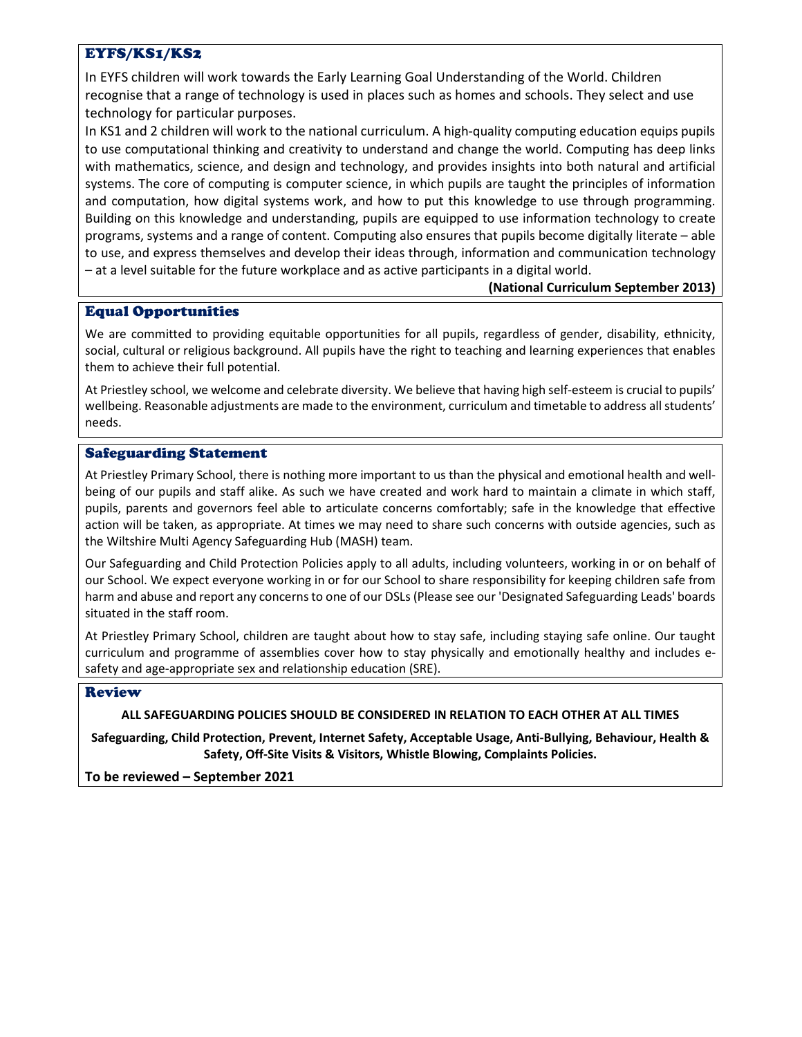## EYFS/KS1/KS2

In EYFS children will work towards the Early Learning Goal Understanding of the World. Children recognise that a range of technology is used in places such as homes and schools. They select and use technology for particular purposes.

In KS1 and 2 children will work to the national curriculum. A high-quality computing education equips pupils to use computational thinking and creativity to understand and change the world. Computing has deep links with mathematics, science, and design and technology, and provides insights into both natural and artificial systems. The core of computing is computer science, in which pupils are taught the principles of information and computation, how digital systems work, and how to put this knowledge to use through programming. Building on this knowledge and understanding, pupils are equipped to use information technology to create programs, systems and a range of content. Computing also ensures that pupils become digitally literate – able to use, and express themselves and develop their ideas through, information and communication technology – at a level suitable for the future workplace and as active participants in a digital world.

**(National Curriculum September 2013)**

## Equal Opportunities

We are committed to providing equitable opportunities for all pupils, regardless of gender, disability, ethnicity, social, cultural or religious background. All pupils have the right to teaching and learning experiences that enables them to achieve their full potential.

At Priestley school, we welcome and celebrate diversity. We believe that having high self-esteem is crucial to pupils' wellbeing. Reasonable adjustments are made to the environment, curriculum and timetable to address all students' needs.

## Safeguarding Statement

At Priestley Primary School, there is nothing more important to us than the physical and emotional health and well-being of our pupils and staff alike. As such we have created and work hard to maintain a climate in which staff, pupils, parents and governors feel able to articulate concerns comfortably; safe in the knowledge that effective action will be taken, as appropriate. At times we may need to share such concerns with outside agencies, such as the Wiltshire Multi Agency Safeguarding Hub (MASH) team.

Our Safeguarding and Child Protection Policies apply to all adults, including volunteers, working in or on behalf of our School. We expect everyone working in or for our School to share responsibility for keeping children safe from harm and abuse and report any concerns to one of our DSLs (Please see our 'Designated Safeguarding Leads' boards situated in the staff room.

At Priestley Primary School, children are taught about how to stay safe, including staying safe online. Our taught curriculum and programme of assemblies cover how to stay physically and emotionally healthy and includes e-safety and age-appropriate sex and relationship education (SRE).

## Review

**ALL SAFEGUARDING POLICIES SHOULD BE CONSIDERED IN RELATION TO EACH OTHER AT ALL TIMES**

**Safeguarding, Child Protection, Prevent, Internet Safety, Acceptable Usage, Anti-Bullying, Behaviour, Health & Safety, Off-Site Visits & Visitors, Whistle Blowing, Complaints Policies.**

**To be reviewed – September 2021**